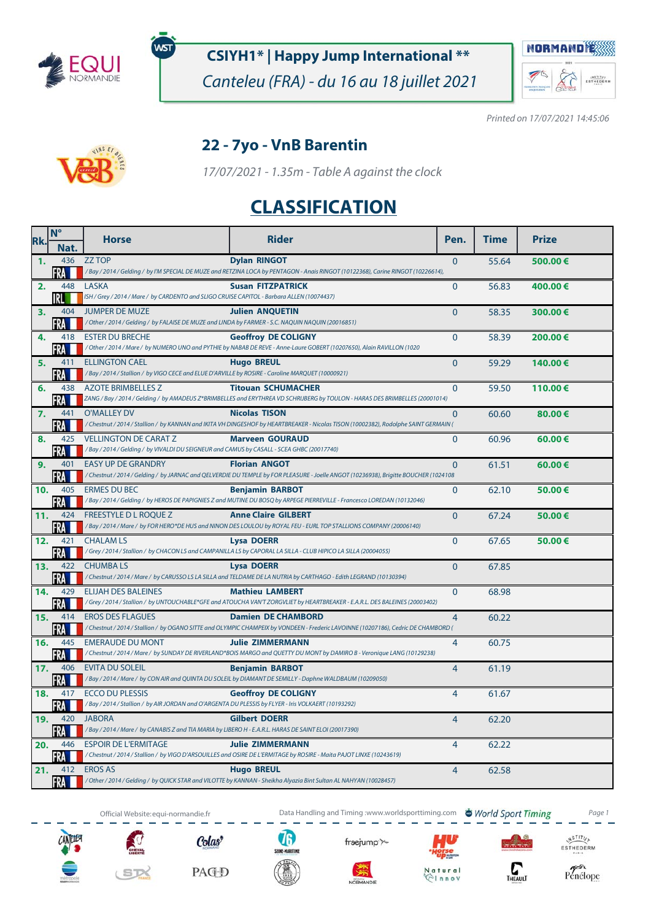# CSIYH1* | Happy Jump International **

*Canteleu (FRA) - du 16 au 18 juillet 2021*

*Printed on 17/07/2021 14:45:06*

## 22 - 7yo - VnB Barentin

*17/07/2021 - 1.35m - Table A against the clock*

## CLASSIFICATION

| Rk. | N° Nat. | Horse | Rider | Pen. | Time | Prize |
|---|---|---|---|---|---|---|
| 1. | 436 FRA | ZZ TOP / Bay / 2014 / Gelding / by I'M SPECIAL DE MUZE and RETZINA LOCA by PENTAGON - Anais RINGOT (10122368), Carine RINGOT (10226614), | Dylan RINGOT | 0 | 55.64 | 500.00 € |
| 2. | 448 IRL | LASKA ISH / Grey / 2014 / Mare / by CARDENTO and SLIGO CRUISE CAPITOL - Barbara ALLEN (10074437) | Susan FITZPATRICK | 0 | 56.83 | 400.00 € |
| 3. | 404 FRA | JUMPER DE MUZE / Other / 2014 / Gelding / by FALAISE DE MUZE and LINDA by FARMER - S.C. NAQUIN NAQUIN (20016851) | Julien ANQUETIN | 0 | 58.35 | 300.00 € |
| 4. | 418 FRA | ESTER DU BRECHE / Other / 2014 / Mare / by NUMERO UNO and PYTHIE by NABAB DE REVE - Anne-Laure GOBERT (10207650), Alain RAVILLON (1020 | Geoffroy DE COLIGNY | 0 | 58.39 | 200.00 € |
| 5. | 411 FRA | ELLINGTON CAEL / Bay / 2014 / Stallion / by VIGO CECE and ELUE D'ARVILLE by ROSIRE - Caroline MARQUET (10000921) | Hugo BREUL | 0 | 59.29 | 140.00 € |
| 6. | 438 FRA | AZOTE BRIMBELLES Z ZANG / Bay / 2014 / Gelding / by AMADEUS Z*BRIMBELLES and ERYTHREA VD SCHRIJBERG by TOULON - HARAS DES BRIMBELLES (20001014) | Titouan SCHUMACHER | 0 | 59.50 | 110.00 € |
| 7. | 441 FRA | O'MALLEY DV / Chestnut / 2014 / Stallion / by KANNAN and IKITA VH DINGESHOF by HEARTBREAKER - Nicolas TISON (10002382), Rodolphe SAINT GERMAIN ( | Nicolas TISON | 0 | 60.60 | 80.00 € |
| 8. | 425 FRA | VELLINGTON DE CARAT Z / Bay / 2014 / Gelding / by VIVALDI DU SEIGNEUR and CAMUS by CASALL - SCEA GHBC (20017740) | Marveen GOURAUD | 0 | 60.96 | 60.00 € |
| 9. | 401 FRA | EASY UP DE GRANDRY / Chestnut / 2014 / Gelding / by JARNAC and QELVERDIE DU TEMPLE by FOR PLEASURE - Joelle ANGOT (10236938), Brigitte BOUCHER (1024108 | Florian ANGOT | 0 | 61.51 | 60.00 € |
| 10. | 405 FRA | ERMES DU BEC / Bay / 2014 / Gelding / by HEROS DE PAPIGNIES Z and MUTINE DU BOSQ by ARPEGE PIERREVILLE - Francesco LOREDAN (10132046) | Benjamin BARBOT | 0 | 62.10 | 50.00 € |
| 11. | 424 FRA | FREESTYLE D L ROQUE Z / Bay / 2014 / Mare / by FOR HERO*DE HUS and NINON DES LOULOU by ROYAL FEU - EURL TOP STALLIONS COMPANY (20006140) | Anne Claire GILBERT | 0 | 67.24 | 50.00 € |
| 12. | 421 FRA | CHALAM LS / Grey / 2014 / Stallion / by CHACON LS and CAMPANILLA LS by CAPORAL LA SILLA - CLUB HIPICO LA SILLA (20004055) | Lysa DOERR | 0 | 67.65 | 50.00 € |
| 13. | 422 FRA | CHUMBA LS / Chestnut / 2014 / Mare / by CARUSSO LS LA SILLA and TELDAME DE LA NUTRIA by CARTHAGO - Edith LEGRAND (10130394) | Lysa DOERR | 0 | 67.85 | |
| 14. | 429 FRA | ELIJAH DES BALEINES / Grey / 2014 / Stallion / by UNTOUCHABLE*GFE and ATOUCHA VAN'T ZORGVLIET by HEARTBREAKER - E.A.R.L. DES BALEINES (20003402) | Mathieu LAMBERT | 0 | 68.98 | |
| 15. | 414 FRA | EROS DES FLAGUES / Chestnut / 2014 / Stallion / by OGANO SITTE and OLYMPIC CHAMPEIX by VONDEEN - Frederic LAVOINNE (10207186), Cedric DE CHAMBORD ( | Damien DE CHAMBORD | 4 | 60.22 | |
| 16. | 445 FRA | EMERAUDE DU MONT / Chestnut / 2014 / Mare / by SUNDAY DE RIVERLAND*BOIS MARGO and QUETTY DU MONT by DAMIRO B - Veronique LANG (10129238) | Julie ZIMMERMANN | 4 | 60.75 | |
| 17. | 406 FRA | EVITA DU SOLEIL / Bay / 2014 / Mare / by CON AIR and QUINTA DU SOLEIL by DIAMANT DE SEMILLY - Daphne WALDBAUM (10209050) | Benjamin BARBOT | 4 | 61.19 | |
| 18. | 417 FRA | ECCO DU PLESSIS / Bay / 2014 / Stallion / by AIR JORDAN and O'ARGENTA DU PLESSIS by FLYER - Iris VOLKAERT (10193292) | Geoffroy DE COLIGNY | 4 | 61.67 | |
| 19. | 420 FRA | JABORA / Bay / 2014 / Mare / by CANABIS Z and TIA MARIA by LIBERO H - E.A.R.L. HARAS DE SAINT ELOI (20017390) | Gilbert DOERR | 4 | 62.20 | |
| 20. | 446 FRA | ESPOIR DE L'ERMITAGE / Chestnut / 2014 / Stallion / by VIGO D'ARSOUILLES and OSIRE DE L'ERMITAGE by ROSIRE - Maita PAJOT LINXE (10243619) | Julie ZIMMERMANN | 4 | 62.22 | |
| 21. | 412 FRA | EROS AS / Other / 2014 / Gelding / by QUICK STAR and VILOTTE by KANNAN - Sheikha Alyazia Bint Sultan AL NAHYAN (10028457) | Hugo BREUL | 4 | 62.58 | |

Official Website: equi-normandie.fr — Data Handling and Timing: www.worldsporttiming.com — World Sport Timing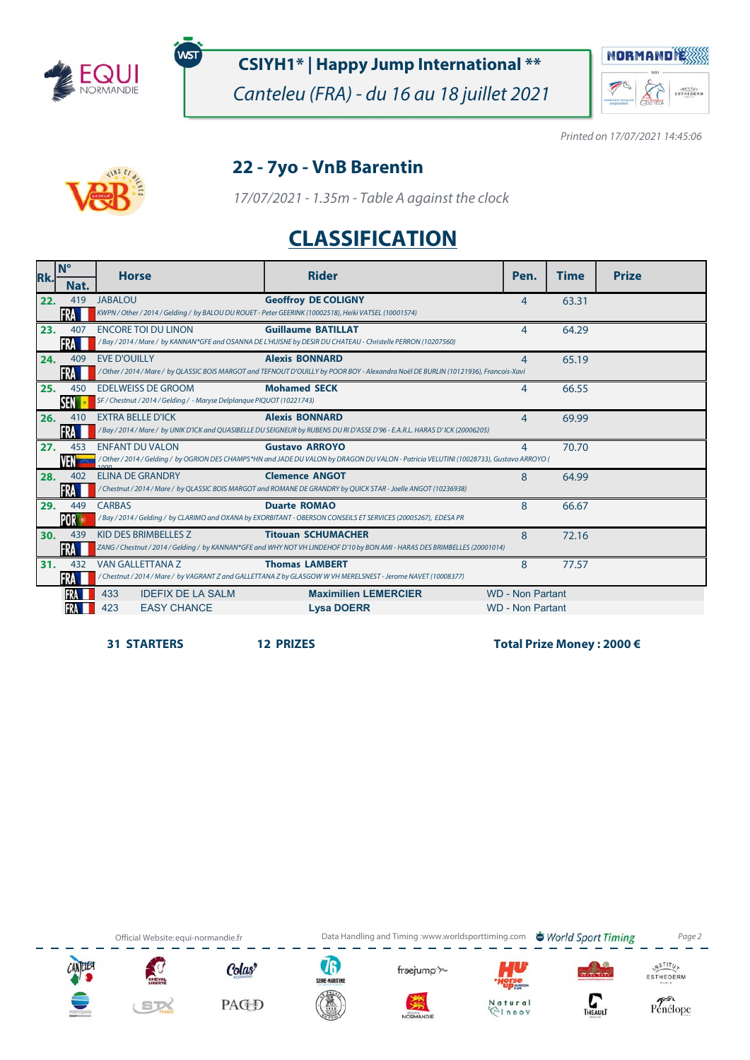## CSIYH1* | Happy Jump International **

*Canteleu (FRA) - du 16 au 18 juillet 2021*

*Printed on 17/07/2021 14:45:06*

## 22 - 7yo - VnB Barentin

*17/07/2021 - 1.35m - Table A against the clock*

# CLASSIFICATION

| Rk. | N° / Nat. | Horse | Rider | Pen. | Time | Prize |
|---|---|---|---|---|---|---|
| 22. | 419 FRA | JABALOU<br>*KWPN / Other / 2014 / Gelding / by BALOU DU ROUET - Peter GEERINK (10002518), Heiki VATSEL (10001574)* | Geoffroy DE COLIGNY | 4 | 63.31 | |
| 23. | 407 FRA | ENCORE TOI DU LINON<br>*/ Bay / 2014 / Mare / by KANNAN*GFE and OSANNA DE L'HUISNE by DESIR DU CHATEAU - Christelle PERRON (10207560)* | Guillaume BATILLAT | 4 | 64.29 | |
| 24. | 409 FRA | EVE D'OUILLY<br>*/ Other / 2014 / Mare / by QLASSIC BOIS MARGOT and TEFNOUT D'OUILLY by POOR BOY - Alexandra Noël DE BURLIN (10121936), Francois-Xavi* | Alexis BONNARD | 4 | 65.19 | |
| 25. | 450 SEN | EDELWEISS DE GROOM<br>*SF / Chestnut / 2014 / Gelding / - Maryse Delplanque PIQUOT (10221743)* | Mohamed SECK | 4 | 66.55 | |
| 26. | 410 FRA | EXTRA BELLE D'ICK<br>*/ Bay / 2014 / Mare / by UNIK D'ICK and QUASIBELLE DU SEIGNEUR by RUBENS DU RI D'ASSE D'96 - E.A.R.L. HARAS D' ICK (20006205)* | Alexis BONNARD | 4 | 69.99 | |
| 27. | 453 VEN | ENFANT DU VALON<br>*/ Other / 2014 / Gelding / by OGRION DES CHAMPS*HN and JADE DU VALON by DRAGON DU VALON - Patricia VELUTINI (10028733), Gustavo ARROYO (* | Gustavo ARROYO | 4 | 70.70 | |
| 28. | 402 FRA | ELINA DE GRANDRY<br>*/ Chestnut / 2014 / Mare / by QLASSIC BOIS MARGOT and ROMANE DE GRANDRY by QUICK STAR - Joelle ANGOT (10236938)* | Clemence ANGOT | 8 | 64.99 | |
| 29. | 449 POR | CARBAS<br>*/ Bay / 2014 / Gelding / by CLARIMO and OXANA by EXORBITANT - OBERSON CONSEILS ET SERVICES (20005267), EDESA PR* | Duarte ROMAO | 8 | 66.67 | |
| 30. | 439 FRA | KID DES BRIMBELLES Z<br>*ZANG / Chestnut / 2014 / Gelding / by KANNAN*GFE and WHY NOT VH LINDEHOF D'10 by BON AMI - HARAS DES BRIMBELLES (20001014)* | Titouan SCHUMACHER | 8 | 72.16 | |
| 31. | 432 FRA | VAN GALLETTANA Z<br>*/ Chestnut / 2014 / Mare / by VAGRANT Z and GALLETTANA Z by GLASGOW W VH MERELSNEST - Jerome NAVET (10008377)* | Thomas LAMBERT | 8 | 77.57 | |
| | 433 FRA | IDEFIX DE LA SALM | Maximilien LEMERCIER | WD - Non Partant | | |
| | 423 FRA | EASY CHANCE | Lysa DOERR | WD - Non Partant | | |

**31 STARTERS** **12 PRIZES** **Total Prize Money : 2000 €**

Official Website: equi-normandie.fr — Data Handling and Timing : www.worldsporttiming.com — World Sport Timing